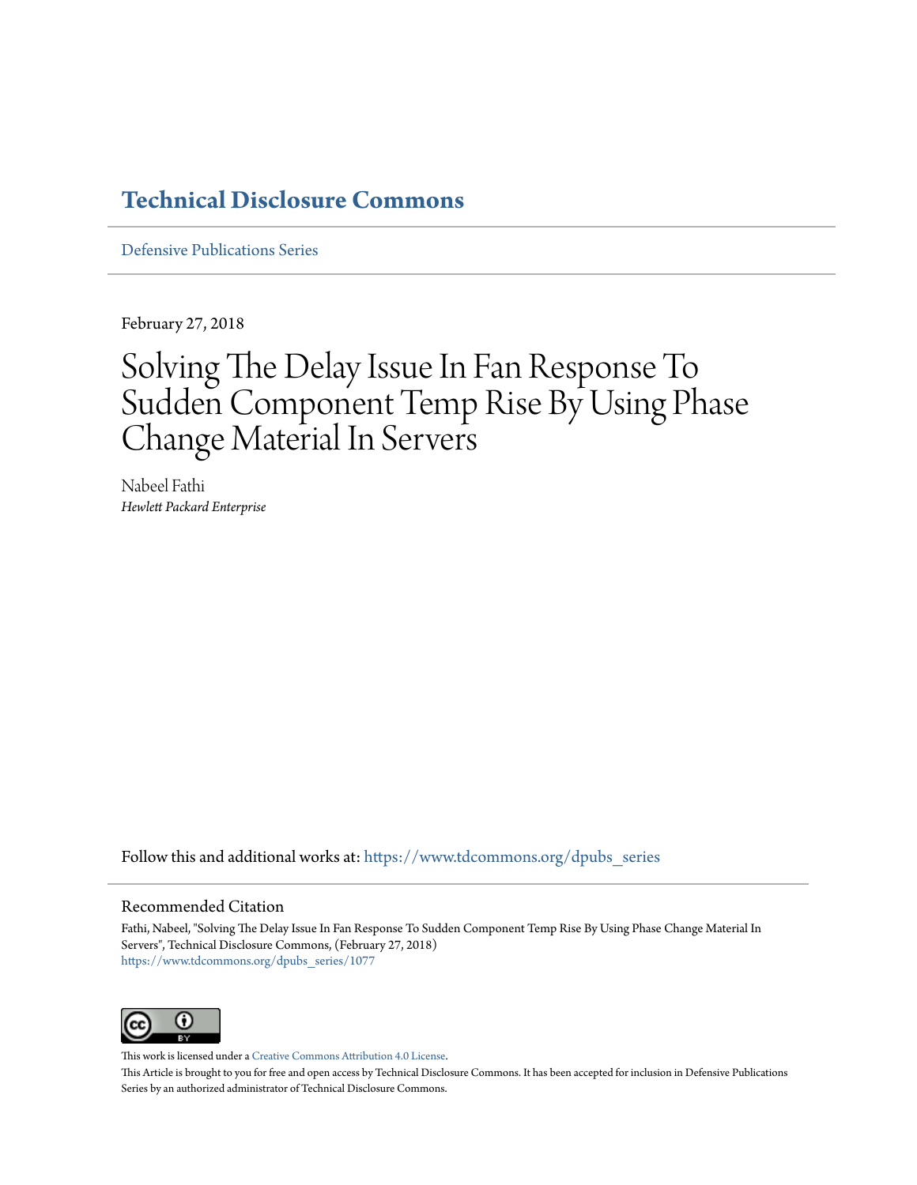# Technical Disclosure Commons

Defensive Publications Series

February 27, 2018

# Solving The Delay Issue In Fan Response To Sudden Component Temp Rise By Using Phase Change Material In Servers

Nabeel Fathi

*Hewlett Packard Enterprise*

Follow this and additional works at: https://www.tdcommons.org/dpubs_series

## Recommended Citation

Fathi, Nabeel, "Solving The Delay Issue In Fan Response To Sudden Component Temp Rise By Using Phase Change Material In Servers", Technical Disclosure Commons, (February 27, 2018)
https://www.tdcommons.org/dpubs_series/1077

This work is licensed under a Creative Commons Attribution 4.0 License.

This Article is brought to you for free and open access by Technical Disclosure Commons. It has been accepted for inclusion in Defensive Publications Series by an authorized administrator of Technical Disclosure Commons.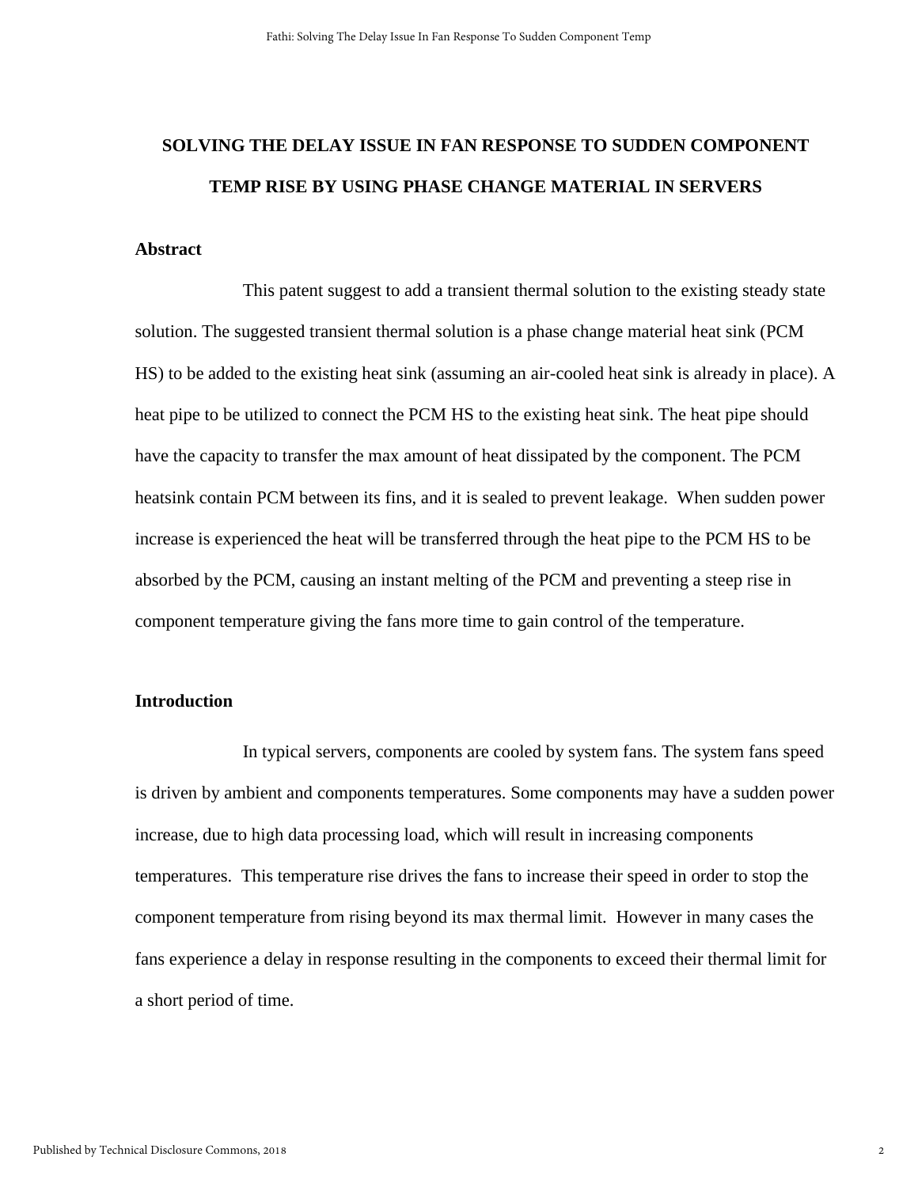# SOLVING THE DELAY ISSUE IN FAN RESPONSE TO SUDDEN COMPONENT TEMP RISE BY USING PHASE CHANGE MATERIAL IN SERVERS

## Abstract

This patent suggest to add a transient thermal solution to the existing steady state solution. The suggested transient thermal solution is a phase change material heat sink (PCM HS) to be added to the existing heat sink (assuming an air-cooled heat sink is already in place). A heat pipe to be utilized to connect the PCM HS to the existing heat sink. The heat pipe should have the capacity to transfer the max amount of heat dissipated by the component. The PCM heatsink contain PCM between its fins, and it is sealed to prevent leakage. When sudden power increase is experienced the heat will be transferred through the heat pipe to the PCM HS to be absorbed by the PCM, causing an instant melting of the PCM and preventing a steep rise in component temperature giving the fans more time to gain control of the temperature.

## Introduction

In typical servers, components are cooled by system fans. The system fans speed is driven by ambient and components temperatures. Some components may have a sudden power increase, due to high data processing load, which will result in increasing components temperatures. This temperature rise drives the fans to increase their speed in order to stop the component temperature from rising beyond its max thermal limit. However in many cases the fans experience a delay in response resulting in the components to exceed their thermal limit for a short period of time.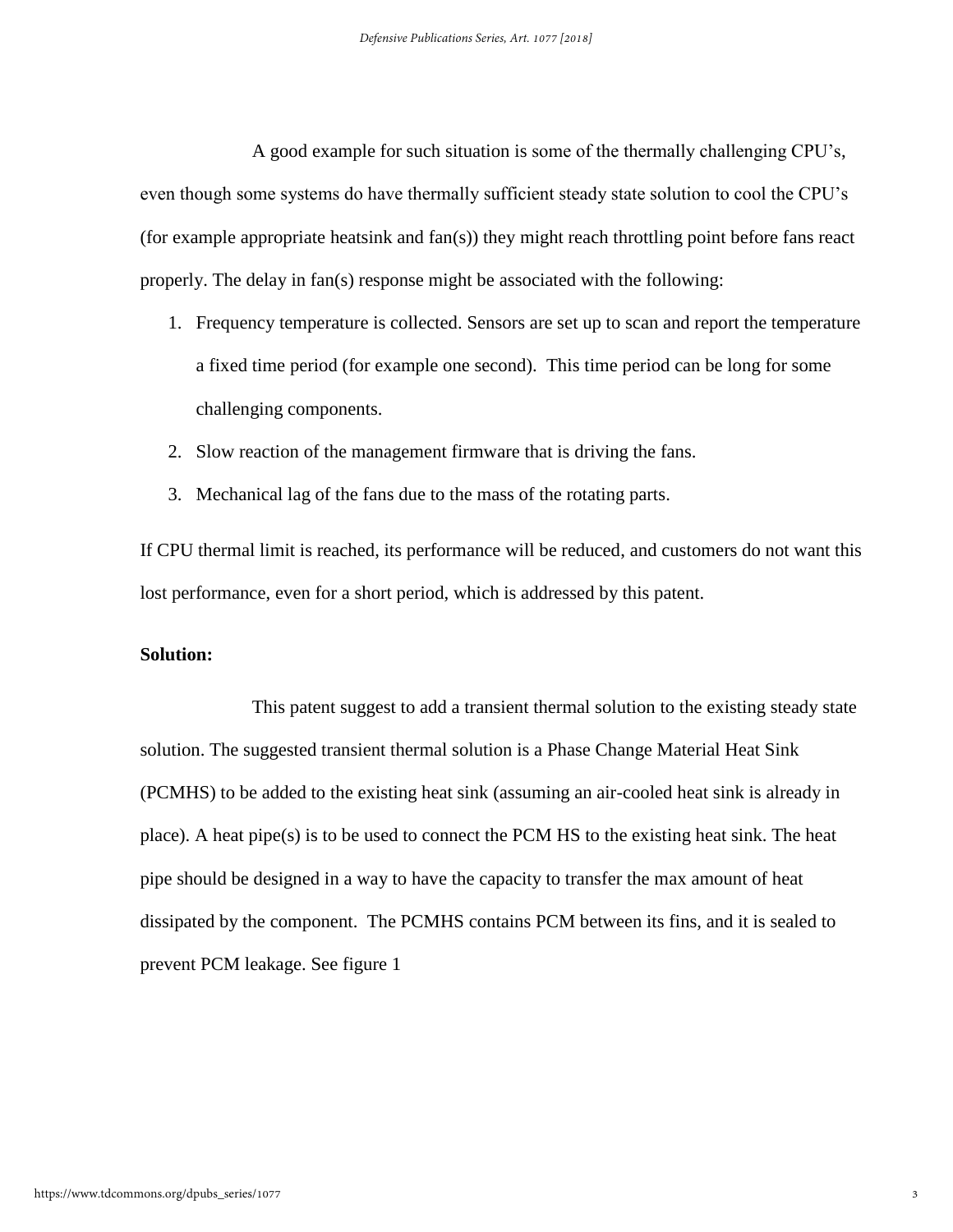A good example for such situation is some of the thermally challenging CPU's, even though some systems do have thermally sufficient steady state solution to cool the CPU's (for example appropriate heatsink and fan(s)) they might reach throttling point before fans react properly. The delay in fan(s) response might be associated with the following:

1. Frequency temperature is collected. Sensors are set up to scan and report the temperature a fixed time period (for example one second). This time period can be long for some challenging components.
2. Slow reaction of the management firmware that is driving the fans.
3. Mechanical lag of the fans due to the mass of the rotating parts.

If CPU thermal limit is reached, its performance will be reduced, and customers do not want this lost performance, even for a short period, which is addressed by this patent.

**Solution:**

This patent suggest to add a transient thermal solution to the existing steady state solution. The suggested transient thermal solution is a Phase Change Material Heat Sink (PCMHS) to be added to the existing heat sink (assuming an air-cooled heat sink is already in place). A heat pipe(s) is to be used to connect the PCM HS to the existing heat sink. The heat pipe should be designed in a way to have the capacity to transfer the max amount of heat dissipated by the component. The PCMHS contains PCM between its fins, and it is sealed to prevent PCM leakage. See figure 1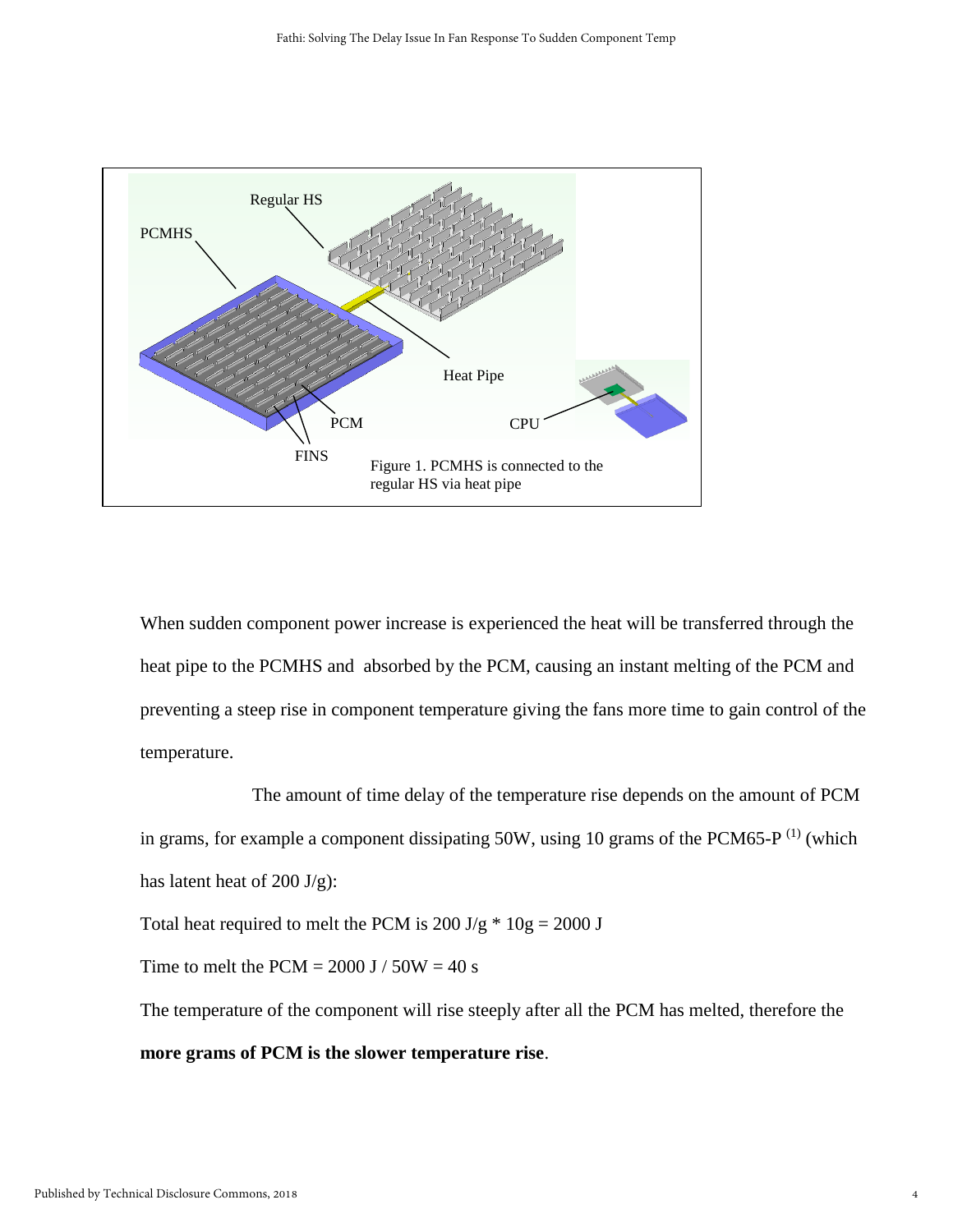Figure 1. PCMHS is connected to the regular HS via heat pipe

When sudden component power increase is experienced the heat will be transferred through the heat pipe to the PCMHS and absorbed by the PCM, causing an instant melting of the PCM and preventing a steep rise in component temperature giving the fans more time to gain control of the temperature.

The amount of time delay of the temperature rise depends on the amount of PCM in grams, for example a component dissipating 50W, using 10 grams of the PCM65-P [1] (which has latent heat of 200 J/g):

Total heat required to melt the PCM is 200 J/g * 10g = 2000 J

Time to melt the PCM = 2000 J / 50W = 40 s

The temperature of the component will rise steeply after all the PCM has melted, therefore the **more grams of PCM is the slower temperature rise**.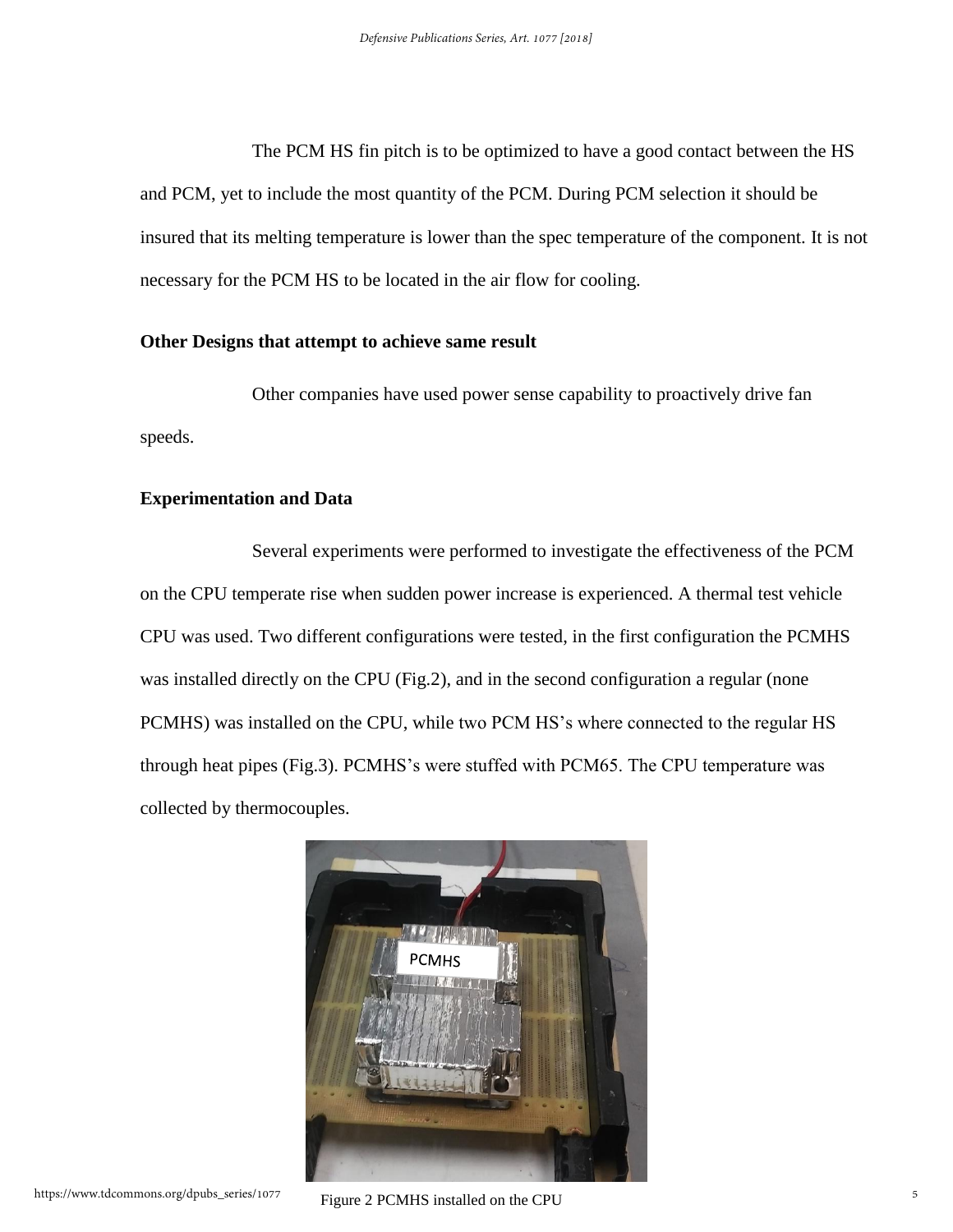The PCM HS fin pitch is to be optimized to have a good contact between the HS and PCM, yet to include the most quantity of the PCM. During PCM selection it should be insured that its melting temperature is lower than the spec temperature of the component. It is not necessary for the PCM HS to be located in the air flow for cooling.

**Other Designs that attempt to achieve same result**

Other companies have used power sense capability to proactively drive fan speeds.

**Experimentation and Data**

Several experiments were performed to investigate the effectiveness of the PCM on the CPU temperate rise when sudden power increase is experienced. A thermal test vehicle CPU was used. Two different configurations were tested, in the first configuration the PCMHS was installed directly on the CPU (Fig.2), and in the second configuration a regular (none PCMHS) was installed on the CPU, while two PCM HS's where connected to the regular HS through heat pipes (Fig.3). PCMHS's were stuffed with PCM65. The CPU temperature was collected by thermocouples.

Figure 2 PCMHS installed on the CPU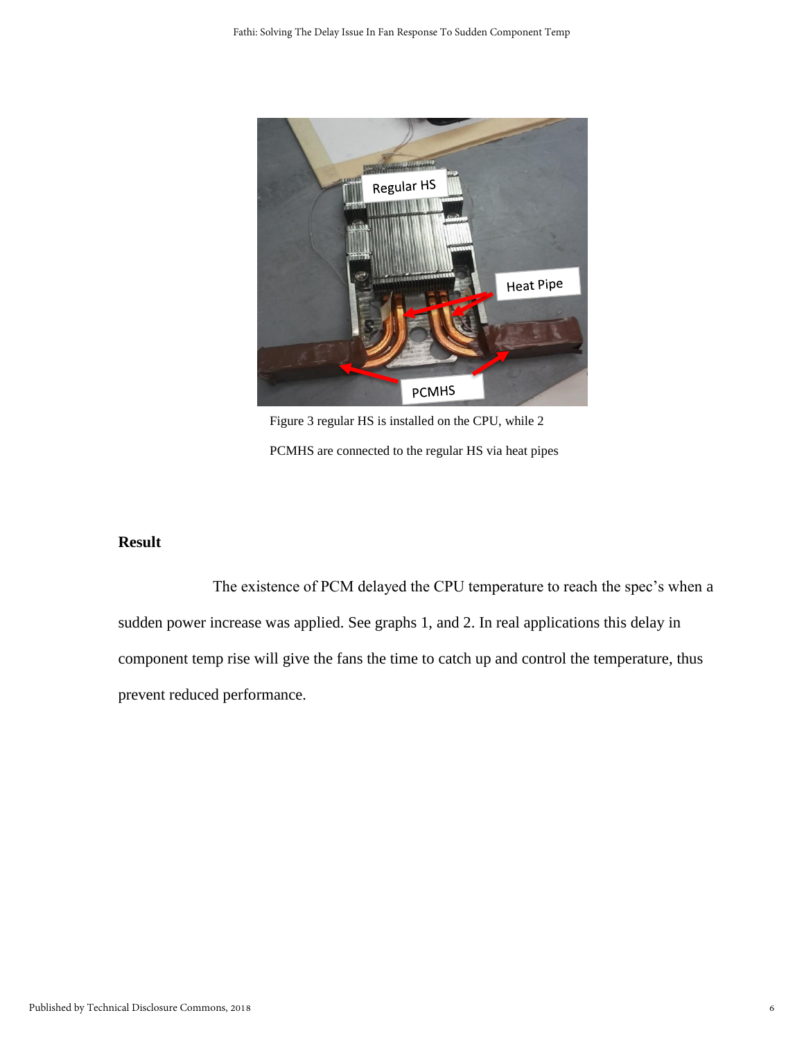Figure 3 regular HS is installed on the CPU, while 2 PCMHS are connected to the regular HS via heat pipes

## Result

The existence of PCM delayed the CPU temperature to reach the spec's when a sudden power increase was applied. See graphs 1, and 2. In real applications this delay in component temp rise will give the fans the time to catch up and control the temperature, thus prevent reduced performance.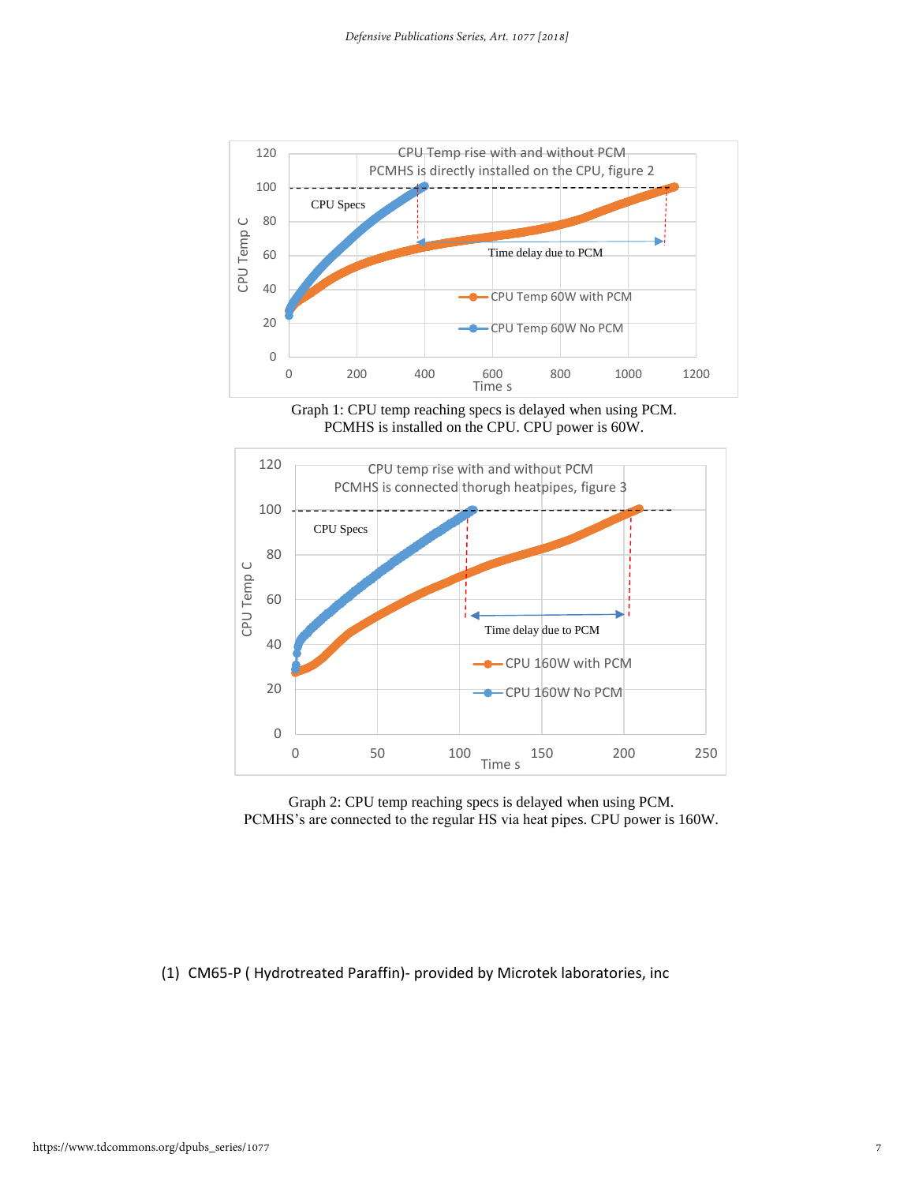Graph 1: CPU temp reaching specs is delayed when using PCM.
PCMHS is installed on the CPU. CPU power is 60W.

Graph 2: CPU temp reaching specs is delayed when using PCM.
PCMHS's are connected to the regular HS via heat pipes. CPU power is 160W.

(1) CM65-P ( Hydrotreated Paraffin)- provided by Microtek laboratories, inc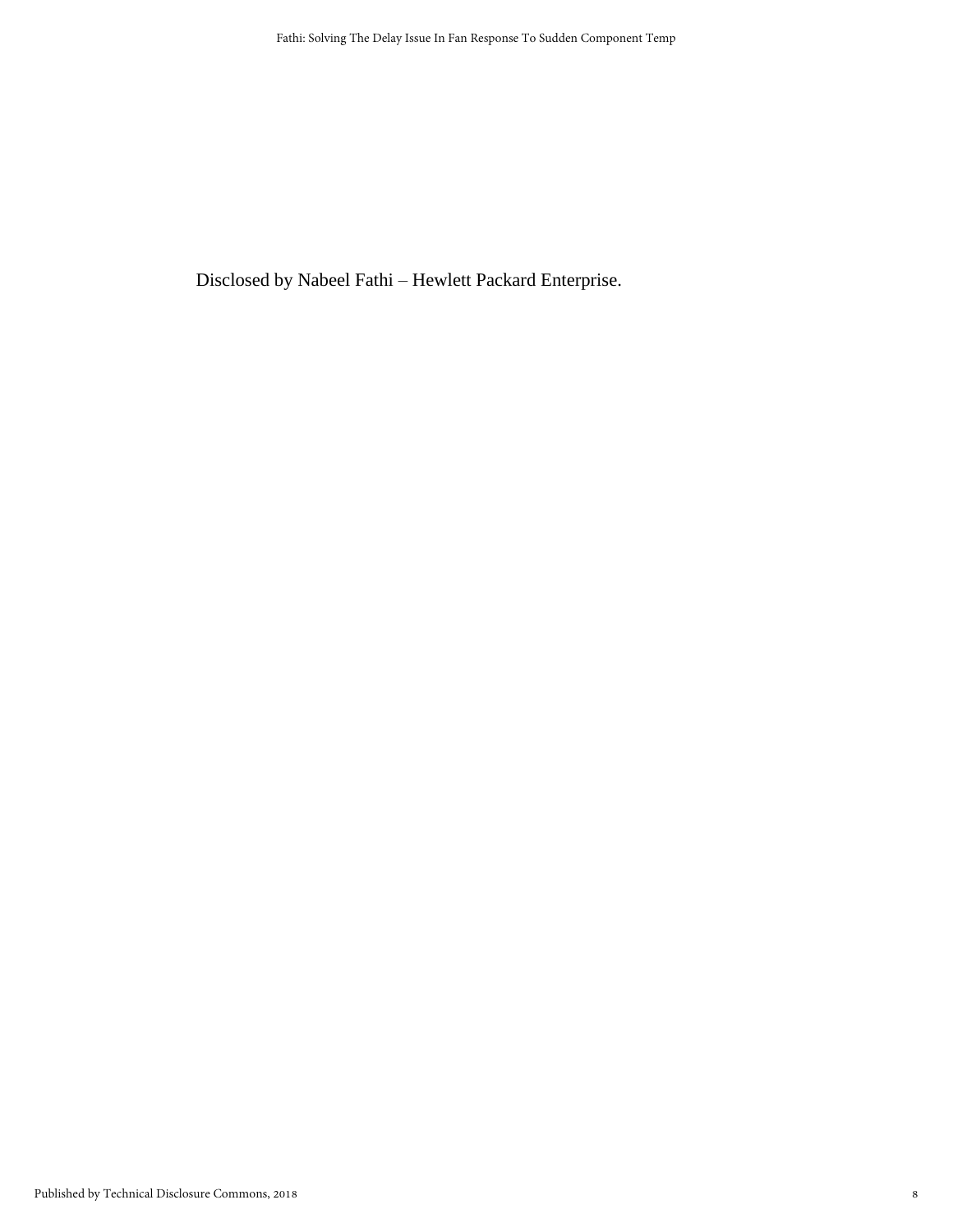Disclosed by Nabeel Fathi – Hewlett Packard Enterprise.